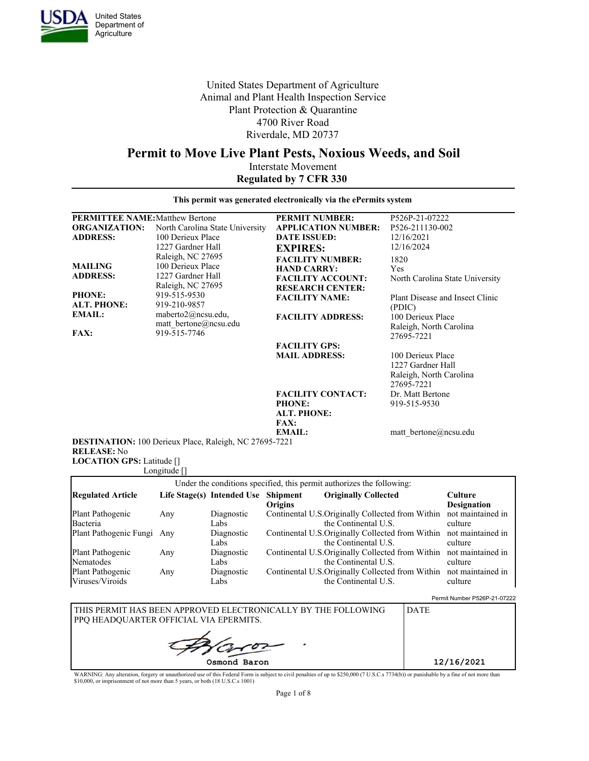USDA United States Department of Agriculture

United States Department of Agriculture
Animal and Plant Health Inspection Service
Plant Protection & Quarantine
4700 River Road
Riverdale, MD 20737

# Permit to Move Live Plant Pests, Noxious Weeds, and Soil

Interstate Movement

**Regulated by 7 CFR 330**

**This permit was generated electronically via the ePermits system**

**PERMITTEE NAME:** Matthew Bertone
**ORGANIZATION:** North Carolina State University
**ADDRESS:** 100 Derieux Place, 1227 Gardner Hall, Raleigh, NC 27695
**MAILING ADDRESS:** 100 Derieux Place, 1227 Gardner Hall, Raleigh, NC 27695
**PHONE:** 919-515-9530
**ALT. PHONE:** 919-210-9857
**EMAIL:** maberto2@ncsu.edu, matt_bertone@ncsu.edu
**FAX:** 919-515-7746

**PERMIT NUMBER:** P526P-21-07222
**APPLICATION NUMBER:** P526-211130-002
**DATE ISSUED:** 12/16/2021
**EXPIRES:** 12/16/2024
**FACILITY NUMBER:** 1820
**HAND CARRY:** Yes
**FACILITY ACCOUNT:** North Carolina State University
**RESEARCH CENTER:**
**FACILITY NAME:** Plant Disease and Insect Clinic (PDIC)
**FACILITY ADDRESS:** 100 Derieux Place, Raleigh, North Carolina 27695-7221
**FACILITY GPS:**
**MAIL ADDRESS:** 100 Derieux Place, 1227 Gardner Hall, Raleigh, North Carolina 27695-7221
**FACILITY CONTACT:** Dr. Matt Bertone
**PHONE:** 919-515-9530
**ALT. PHONE:**
**FAX:**
**EMAIL:** matt_bertone@ncsu.edu

**DESTINATION:** 100 Derieux Place, Raleigh, NC 27695-7221
**RELEASE:** No
**LOCATION GPS:** Latitude []
Longitude []

Under the conditions specified, this permit authorizes the following:

| Regulated Article | Life Stage(s) | Intended Use | Shipment Origins | Originally Collected | Culture Designation |
|---|---|---|---|---|---|
| Plant Pathogenic Bacteria | Any | Diagnostic Labs | Continental U.S. | Originally Collected from Within the Continental U.S. | not maintained in culture |
| Plant Pathogenic Fungi | Any | Diagnostic Labs | Continental U.S. | Originally Collected from Within the Continental U.S. | not maintained in culture |
| Plant Pathogenic Nematodes | Any | Diagnostic Labs | Continental U.S. | Originally Collected from Within the Continental U.S. | not maintained in culture |
| Plant Pathogenic Viruses/Viroids | Any | Diagnostic Labs | Continental U.S. | Originally Collected from Within the Continental U.S. | not maintained in culture |

Permit Number P526P-21-07222

| THIS PERMIT HAS BEEN APPROVED ELECTRONICALLY BY THE FOLLOWING PPQ HEADQUARTER OFFICIAL VIA EPERMITS. | DATE |
|---|---|
| Osmond Baron | 12/16/2021 |

WARNING: Any alteration, forgery or unauthorized use of this Federal Form is subject to civil penalties of up to $250,000 (7 U.S.C.s 7734(b)) or punishable by a fine of not more than $10,000, or imprisonment of not more than 5 years, or both (18 U.S.C.s 1001)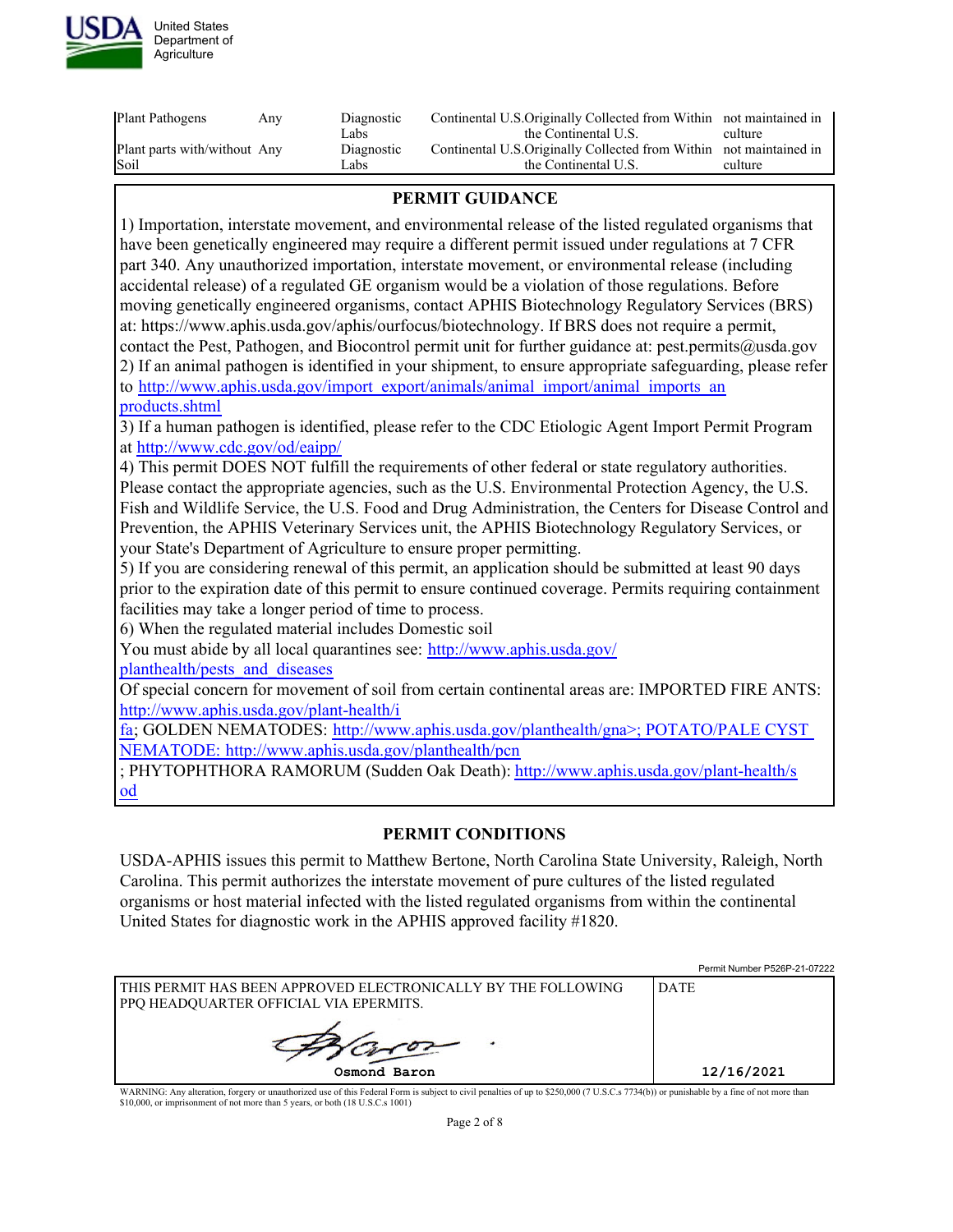| | | | | |
|---|---|---|---|---|
| Plant Pathogens | Any | Diagnostic Labs | Continental U.S.Originally Collected from Within the Continental U.S. | not maintained in culture |
| Plant parts with/without Soil | Any | Diagnostic Labs | Continental U.S.Originally Collected from Within the Continental U.S. | not maintained in culture |

## PERMIT GUIDANCE

1) Importation, interstate movement, and environmental release of the listed regulated organisms that have been genetically engineered may require a different permit issued under regulations at 7 CFR part 340. Any unauthorized importation, interstate movement, or environmental release (including accidental release) of a regulated GE organism would be a violation of those regulations. Before moving genetically engineered organisms, contact APHIS Biotechnology Regulatory Services (BRS) at: https://www.aphis.usda.gov/aphis/ourfocus/biotechnology. If BRS does not require a permit, contact the Pest, Pathogen, and Biocontrol permit unit for further guidance at: pest.permits@usda.gov
2) If an animal pathogen is identified in your shipment, to ensure appropriate safeguarding, please refer to http://www.aphis.usda.gov/import_export/animals/animal_import/animal_imports_an products.shtml
3) If a human pathogen is identified, please refer to the CDC Etiologic Agent Import Permit Program at http://www.cdc.gov/od/eaipp/
4) This permit DOES NOT fulfill the requirements of other federal or state regulatory authorities. Please contact the appropriate agencies, such as the U.S. Environmental Protection Agency, the U.S. Fish and Wildlife Service, the U.S. Food and Drug Administration, the Centers for Disease Control and Prevention, the APHIS Veterinary Services unit, the APHIS Biotechnology Regulatory Services, or your State's Department of Agriculture to ensure proper permitting.
5) If you are considering renewal of this permit, an application should be submitted at least 90 days prior to the expiration date of this permit to ensure continued coverage. Permits requiring containment facilities may take a longer period of time to process.
6) When the regulated material includes Domestic soil
You must abide by all local quarantines see: http://www.aphis.usda.gov/planthealth/pests_and_diseases
Of special concern for movement of soil from certain continental areas are: IMPORTED FIRE ANTS: http://www.aphis.usda.gov/plant-health/ifa; GOLDEN NEMATODES: http://www.aphis.usda.gov/planthealth/gna>; POTATO/PALE CYST NEMATODE: http://www.aphis.usda.gov/planthealth/pcn
; PHYTOPHTHORA RAMORUM (Sudden Oak Death): http://www.aphis.usda.gov/plant-health/sod

## PERMIT CONDITIONS

USDA-APHIS issues this permit to Matthew Bertone, North Carolina State University, Raleigh, North Carolina. This permit authorizes the interstate movement of pure cultures of the listed regulated organisms or host material infected with the listed regulated organisms from within the continental United States for diagnostic work in the APHIS approved facility #1820.

Permit Number P526P-21-07222

| THIS PERMIT HAS BEEN APPROVED ELECTRONICALLY BY THE FOLLOWING PPQ HEADQUARTER OFFICIAL VIA EPERMITS. | DATE |
|---|---|
| Osmond Baron | 12/16/2021 |

WARNING: Any alteration, forgery or unauthorized use of this Federal Form is subject to civil penalties of up to $250,000 (7 U.S.C.s 7734(b)) or punishable by a fine of not more than $10,000, or imprisonment of not more than 5 years, or both (18 U.S.C.s 1001)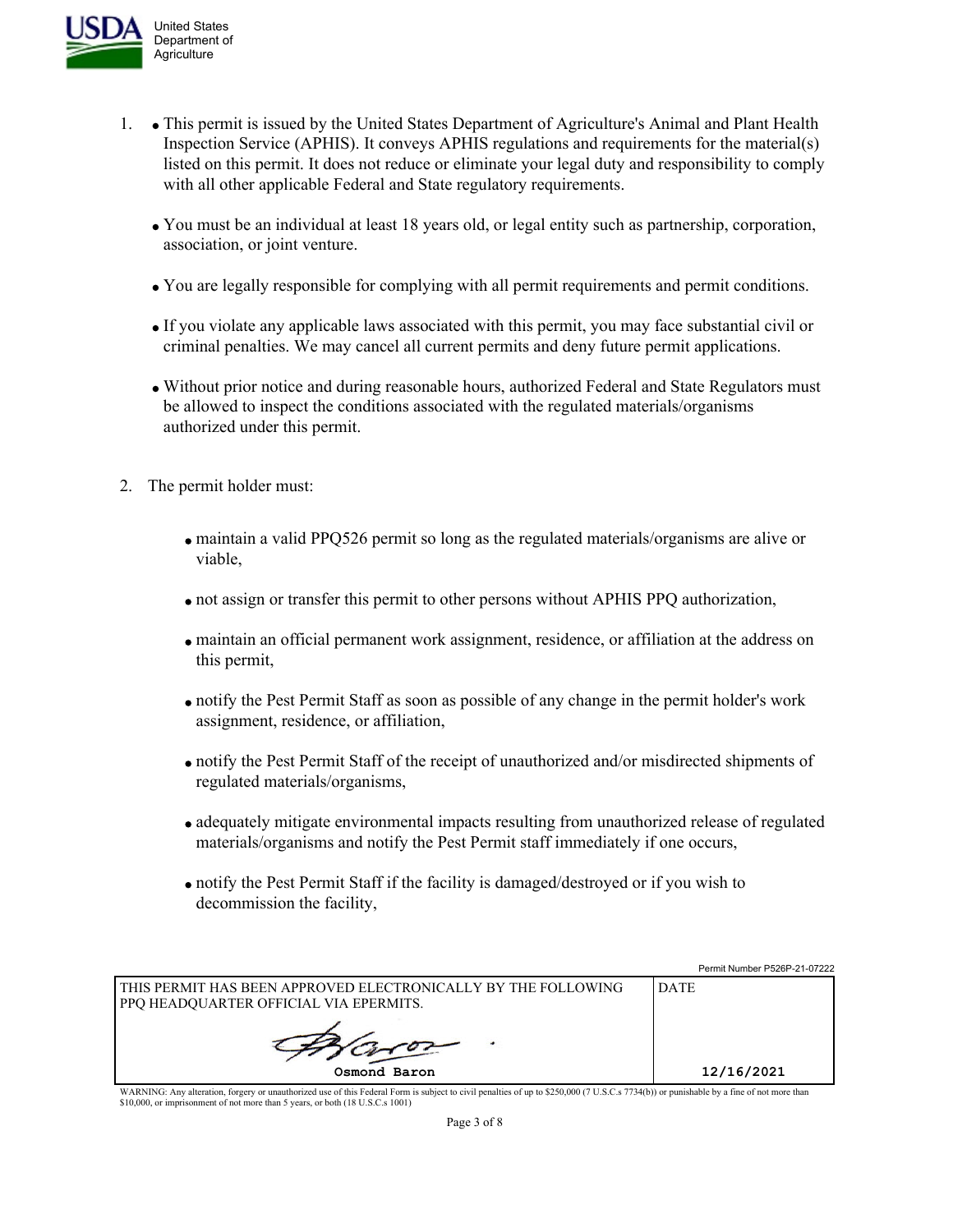1. - This permit is issued by the United States Department of Agriculture's Animal and Plant Health Inspection Service (APHIS). It conveys APHIS regulations and requirements for the material(s) listed on this permit. It does not reduce or eliminate your legal duty and responsibility to comply with all other applicable Federal and State regulatory requirements.

   - You must be an individual at least 18 years old, or legal entity such as partnership, corporation, association, or joint venture.

   - You are legally responsible for complying with all permit requirements and permit conditions.

   - If you violate any applicable laws associated with this permit, you may face substantial civil or criminal penalties. We may cancel all current permits and deny future permit applications.

   - Without prior notice and during reasonable hours, authorized Federal and State Regulators must be allowed to inspect the conditions associated with the regulated materials/organisms authorized under this permit.

2. The permit holder must:

   - maintain a valid PPQ526 permit so long as the regulated materials/organisms are alive or viable,

   - not assign or transfer this permit to other persons without APHIS PPQ authorization,

   - maintain an official permanent work assignment, residence, or affiliation at the address on this permit,

   - notify the Pest Permit Staff as soon as possible of any change in the permit holder's work assignment, residence, or affiliation,

   - notify the Pest Permit Staff of the receipt of unauthorized and/or misdirected shipments of regulated materials/organisms,

   - adequately mitigate environmental impacts resulting from unauthorized release of regulated materials/organisms and notify the Pest Permit staff immediately if one occurs,

   - notify the Pest Permit Staff if the facility is damaged/destroyed or if you wish to decommission the facility,

Permit Number P526P-21-07222

| THIS PERMIT HAS BEEN APPROVED ELECTRONICALLY BY THE FOLLOWING PPQ HEADQUARTER OFFICIAL VIA EPERMITS. | DATE |
| --- | --- |
| Osmond Baron | 12/16/2021 |

WARNING: Any alteration, forgery or unauthorized use of this Federal Form is subject to civil penalties of up to $250,000 (7 U.S.C.s 7734(b)) or punishable by a fine of not more than $10,000, or imprisonment of not more than 5 years, or both (18 U.S.C.s 1001)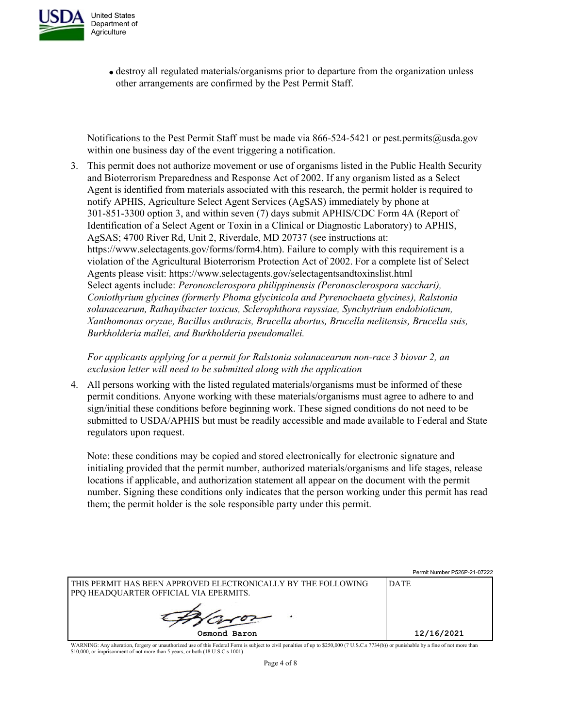- destroy all regulated materials/organisms prior to departure from the organization unless other arrangements are confirmed by the Pest Permit Staff.

Notifications to the Pest Permit Staff must be made via 866-524-5421 or pest.permits@usda.gov within one business day of the event triggering a notification.

3. This permit does not authorize movement or use of organisms listed in the Public Health Security and Bioterrorism Preparedness and Response Act of 2002. If any organism listed as a Select Agent is identified from materials associated with this research, the permit holder is required to notify APHIS, Agriculture Select Agent Services (AgSAS) immediately by phone at 301-851-3300 option 3, and within seven (7) days submit APHIS/CDC Form 4A (Report of Identification of a Select Agent or Toxin in a Clinical or Diagnostic Laboratory) to APHIS, AgSAS; 4700 River Rd, Unit 2, Riverdale, MD 20737 (see instructions at: https://www.selectagents.gov/forms/form4.htm). Failure to comply with this requirement is a violation of the Agricultural Bioterrorism Protection Act of 2002. For a complete list of Select Agents please visit: https://www.selectagents.gov/selectagentsandtoxinslist.html
   Select agents include: *Peronosclerospora philippinensis (Peronosclerospora sacchari), Coniothyrium glycines (formerly Phoma glycinicola and Pyrenochaeta glycines), Ralstonia solanacearum, Rathayibacter toxicus, Sclerophthora rayssiae, Synchytrium endobioticum, Xanthomonas oryzae, Bacillus anthracis, Brucella abortus, Brucella melitensis, Brucella suis, Burkholderia mallei, and Burkholderia pseudomallei.*

   *For applicants applying for a permit for Ralstonia solanacearum non-race 3 biovar 2, an exclusion letter will need to be submitted along with the application*

4. All persons working with the listed regulated materials/organisms must be informed of these permit conditions. Anyone working with these materials/organisms must agree to adhere to and sign/initial these conditions before beginning work. These signed conditions do not need to be submitted to USDA/APHIS but must be readily accessible and made available to Federal and State regulators upon request.

   Note: these conditions may be copied and stored electronically for electronic signature and initialing provided that the permit number, authorized materials/organisms and life stages, release locations if applicable, and authorization statement all appear on the document with the permit number. Signing these conditions only indicates that the person working under this permit has read them; the permit holder is the sole responsible party under this permit.

Permit Number P526P-21-07222

| THIS PERMIT HAS BEEN APPROVED ELECTRONICALLY BY THE FOLLOWING PPQ HEADQUARTER OFFICIAL VIA EPERMITS. | DATE |
|---|---|
| Osmond Baron | 12/16/2021 |

WARNING: Any alteration, forgery or unauthorized use of this Federal Form is subject to civil penalties of up to $250,000 (7 U.S.C.s 7734(b)) or punishable by a fine of not more than $10,000, or imprisonment of not more than 5 years, or both (18 U.S.C.s 1001)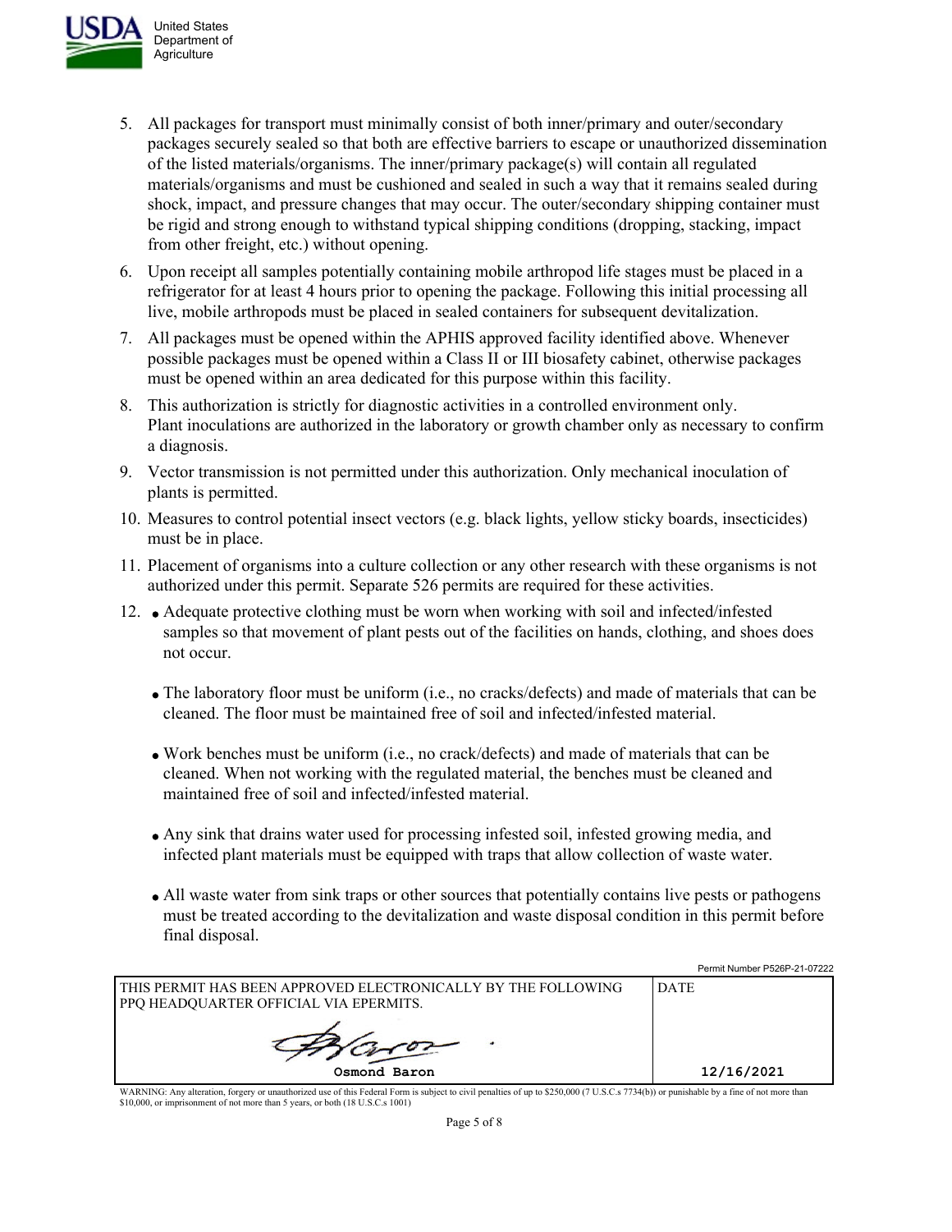5. All packages for transport must minimally consist of both inner/primary and outer/secondary packages securely sealed so that both are effective barriers to escape or unauthorized dissemination of the listed materials/organisms. The inner/primary package(s) will contain all regulated materials/organisms and must be cushioned and sealed in such a way that it remains sealed during shock, impact, and pressure changes that may occur. The outer/secondary shipping container must be rigid and strong enough to withstand typical shipping conditions (dropping, stacking, impact from other freight, etc.) without opening.
6. Upon receipt all samples potentially containing mobile arthropod life stages must be placed in a refrigerator for at least 4 hours prior to opening the package. Following this initial processing all live, mobile arthropods must be placed in sealed containers for subsequent devitalization.
7. All packages must be opened within the APHIS approved facility identified above. Whenever possible packages must be opened within a Class II or III biosafety cabinet, otherwise packages must be opened within an area dedicated for this purpose within this facility.
8. This authorization is strictly for diagnostic activities in a controlled environment only. Plant inoculations are authorized in the laboratory or growth chamber only as necessary to confirm a diagnosis.
9. Vector transmission is not permitted under this authorization. Only mechanical inoculation of plants is permitted.
10. Measures to control potential insect vectors (e.g. black lights, yellow sticky boards, insecticides) must be in place.
11. Placement of organisms into a culture collection or any other research with these organisms is not authorized under this permit. Separate 526 permits are required for these activities.
12. 
    - Adequate protective clothing must be worn when working with soil and infected/infested samples so that movement of plant pests out of the facilities on hands, clothing, and shoes does not occur.
    - The laboratory floor must be uniform (i.e., no cracks/defects) and made of materials that can be cleaned. The floor must be maintained free of soil and infected/infested material.
    - Work benches must be uniform (i.e., no crack/defects) and made of materials that can be cleaned. When not working with the regulated material, the benches must be cleaned and maintained free of soil and infected/infested material.
    - Any sink that drains water used for processing infested soil, infested growing media, and infected plant materials must be equipped with traps that allow collection of waste water.
    - All waste water from sink traps or other sources that potentially contains live pests or pathogens must be treated according to the devitalization and waste disposal condition in this permit before final disposal.

Permit Number P526P-21-07222

| THIS PERMIT HAS BEEN APPROVED ELECTRONICALLY BY THE FOLLOWING PPQ HEADQUARTER OFFICIAL VIA EPERMITS. | DATE |
|---|---|
| Osmond Baron | 12/16/2021 |

WARNING: Any alteration, forgery or unauthorized use of this Federal Form is subject to civil penalties of up to $250,000 (7 U.S.C.s 7734(b)) or punishable by a fine of not more than $10,000, or imprisonment of not more than 5 years, or both (18 U.S.C.s 1001)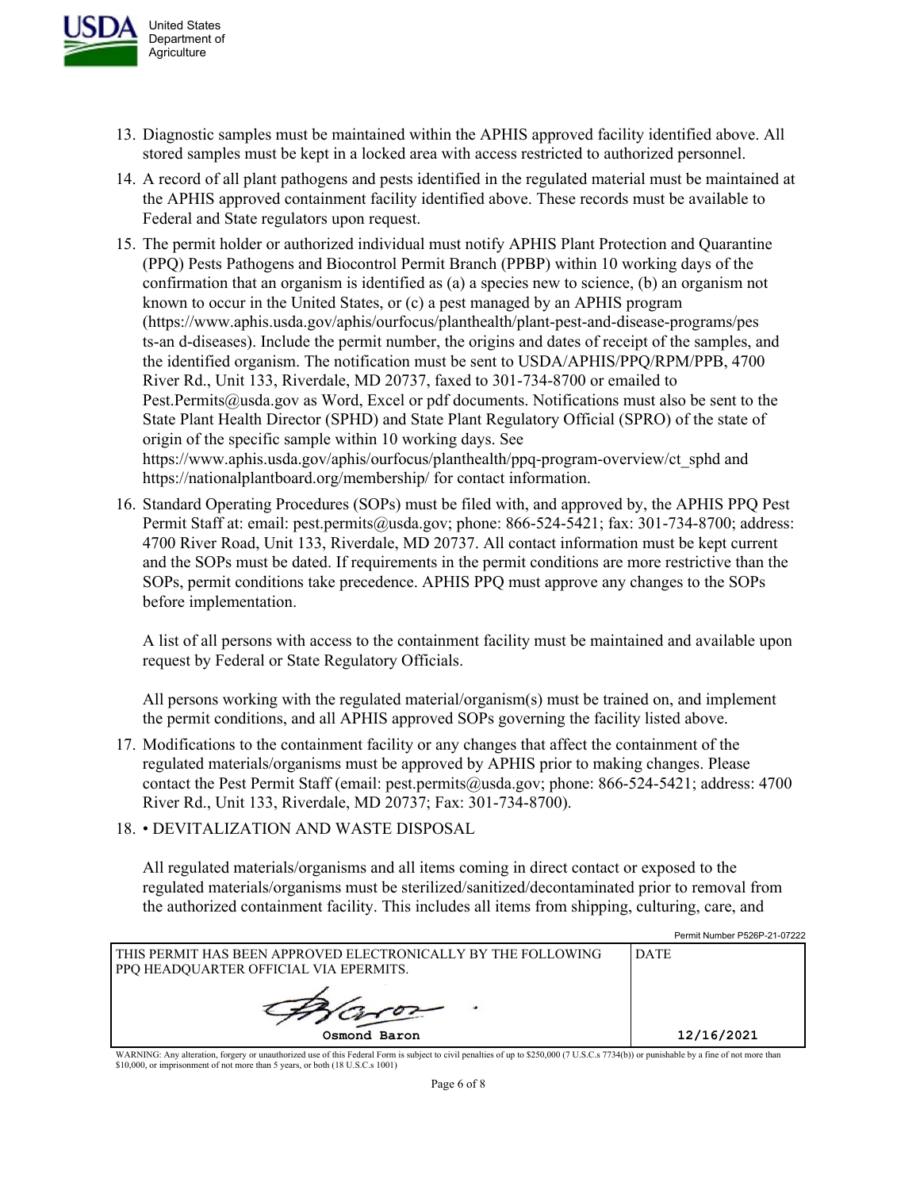13. Diagnostic samples must be maintained within the APHIS approved facility identified above. All stored samples must be kept in a locked area with access restricted to authorized personnel.
14. A record of all plant pathogens and pests identified in the regulated material must be maintained at the APHIS approved containment facility identified above. These records must be available to Federal and State regulators upon request.
15. The permit holder or authorized individual must notify APHIS Plant Protection and Quarantine (PPQ) Pests Pathogens and Biocontrol Permit Branch (PPBP) within 10 working days of the confirmation that an organism is identified as (a) a species new to science, (b) an organism not known to occur in the United States, or (c) a pest managed by an APHIS program (https://www.aphis.usda.gov/aphis/ourfocus/planthealth/plant-pest-and-disease-programs/pests-an d-diseases). Include the permit number, the origins and dates of receipt of the samples, and the identified organism. The notification must be sent to USDA/APHIS/PPQ/RPM/PPB, 4700 River Rd., Unit 133, Riverdale, MD 20737, faxed to 301-734-8700 or emailed to Pest.Permits@usda.gov as Word, Excel or pdf documents. Notifications must also be sent to the State Plant Health Director (SPHD) and State Plant Regulatory Official (SPRO) of the state of origin of the specific sample within 10 working days. See https://www.aphis.usda.gov/aphis/ourfocus/planthealth/ppq-program-overview/ct_sphd and https://nationalplantboard.org/membership/ for contact information.
16. Standard Operating Procedures (SOPs) must be filed with, and approved by, the APHIS PPQ Pest Permit Staff at: email: pest.permits@usda.gov; phone: 866-524-5421; fax: 301-734-8700; address: 4700 River Road, Unit 133, Riverdale, MD 20737. All contact information must be kept current and the SOPs must be dated. If requirements in the permit conditions are more restrictive than the SOPs, permit conditions take precedence. APHIS PPQ must approve any changes to the SOPs before implementation.

    A list of all persons with access to the containment facility must be maintained and available upon request by Federal or State Regulatory Officials.

    All persons working with the regulated material/organism(s) must be trained on, and implement the permit conditions, and all APHIS approved SOPs governing the facility listed above.
17. Modifications to the containment facility or any changes that affect the containment of the regulated materials/organisms must be approved by APHIS prior to making changes. Please contact the Pest Permit Staff (email: pest.permits@usda.gov; phone: 866-524-5421; address: 4700 River Rd., Unit 133, Riverdale, MD 20737; Fax: 301-734-8700).
18. • DEVITALIZATION AND WASTE DISPOSAL

    All regulated materials/organisms and all items coming in direct contact or exposed to the regulated materials/organisms must be sterilized/sanitized/decontaminated prior to removal from the authorized containment facility. This includes all items from shipping, culturing, care, and

Permit Number P526P-21-07222

| THIS PERMIT HAS BEEN APPROVED ELECTRONICALLY BY THE FOLLOWING PPQ HEADQUARTER OFFICIAL VIA EPERMITS. | DATE |
| --- | --- |
| Osmond Baron | 12/16/2021 |

WARNING: Any alteration, forgery or unauthorized use of this Federal Form is subject to civil penalties of up to $250,000 (7 U.S.C.s 7734(b)) or punishable by a fine of not more than $10,000, or imprisonment of not more than 5 years, or both (18 U.S.C.s 1001)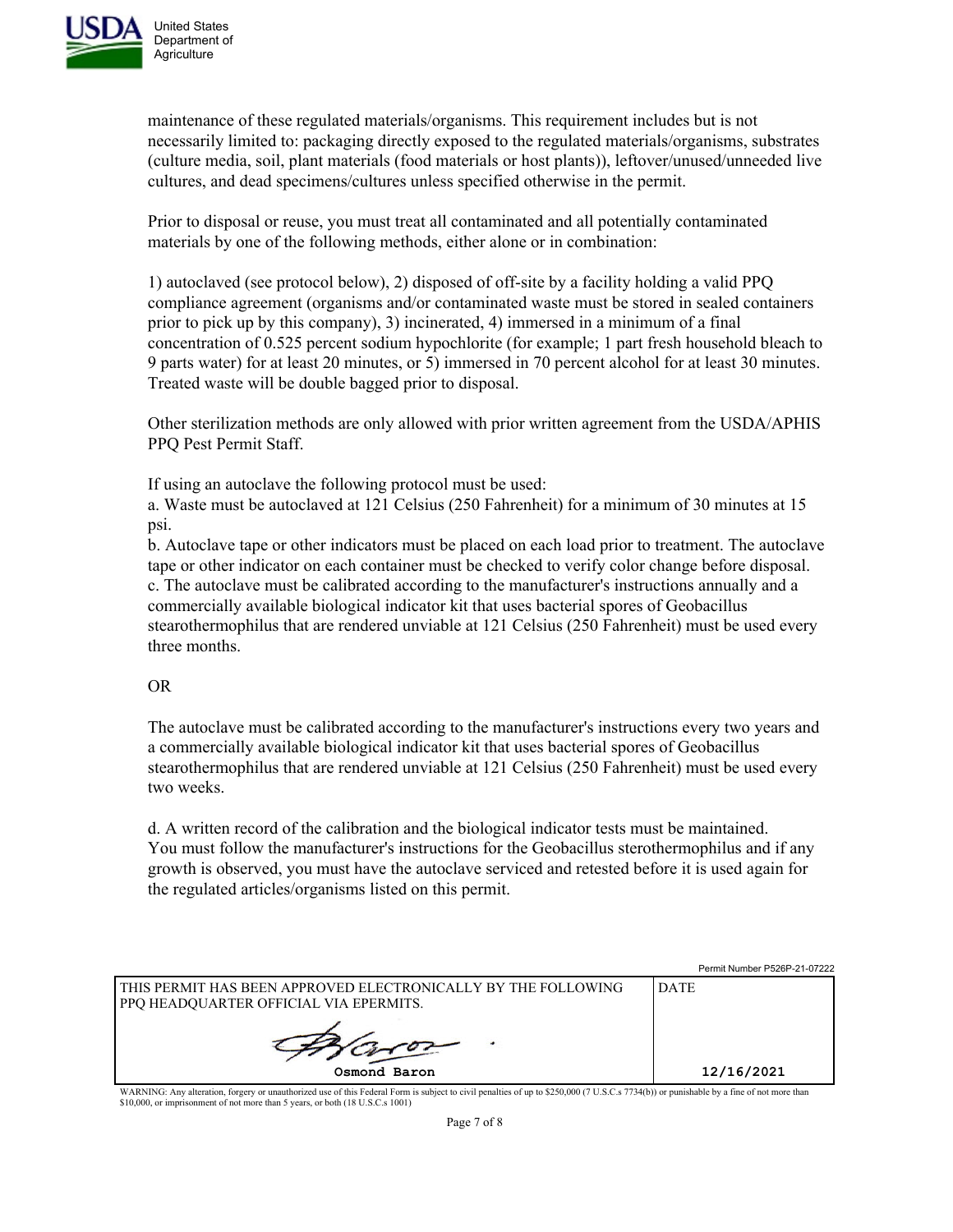maintenance of these regulated materials/organisms. This requirement includes but is not necessarily limited to: packaging directly exposed to the regulated materials/organisms, substrates (culture media, soil, plant materials (food materials or host plants)), leftover/unused/unneeded live cultures, and dead specimens/cultures unless specified otherwise in the permit.

Prior to disposal or reuse, you must treat all contaminated and all potentially contaminated materials by one of the following methods, either alone or in combination:

1) autoclaved (see protocol below), 2) disposed of off-site by a facility holding a valid PPQ compliance agreement (organisms and/or contaminated waste must be stored in sealed containers prior to pick up by this company), 3) incinerated, 4) immersed in a minimum of a final concentration of 0.525 percent sodium hypochlorite (for example; 1 part fresh household bleach to 9 parts water) for at least 20 minutes, or 5) immersed in 70 percent alcohol for at least 30 minutes. Treated waste will be double bagged prior to disposal.

Other sterilization methods are only allowed with prior written agreement from the USDA/APHIS PPQ Pest Permit Staff.

If using an autoclave the following protocol must be used:
a. Waste must be autoclaved at 121 Celsius (250 Fahrenheit) for a minimum of 30 minutes at 15 psi.
b. Autoclave tape or other indicators must be placed on each load prior to treatment. The autoclave tape or other indicator on each container must be checked to verify color change before disposal.
c. The autoclave must be calibrated according to the manufacturer's instructions annually and a commercially available biological indicator kit that uses bacterial spores of Geobacillus stearothermophilus that are rendered unviable at 121 Celsius (250 Fahrenheit) must be used every three months.

OR

The autoclave must be calibrated according to the manufacturer's instructions every two years and a commercially available biological indicator kit that uses bacterial spores of Geobacillus stearothermophilus that are rendered unviable at 121 Celsius (250 Fahrenheit) must be used every two weeks.

d. A written record of the calibration and the biological indicator tests must be maintained. You must follow the manufacturer's instructions for the Geobacillus sterothermophilus and if any growth is observed, you must have the autoclave serviced and retested before it is used again for the regulated articles/organisms listed on this permit.

Permit Number P526P-21-07222

| THIS PERMIT HAS BEEN APPROVED ELECTRONICALLY BY THE FOLLOWING PPQ HEADQUARTER OFFICIAL VIA EPERMITS. | DATE |
| --- | --- |
| Osmond Baron | 12/16/2021 |

WARNING: Any alteration, forgery or unauthorized use of this Federal Form is subject to civil penalties of up to $250,000 (7 U.S.C.s 7734(b)) or punishable by a fine of not more than $10,000, or imprisonment of not more than 5 years, or both (18 U.S.C.s 1001)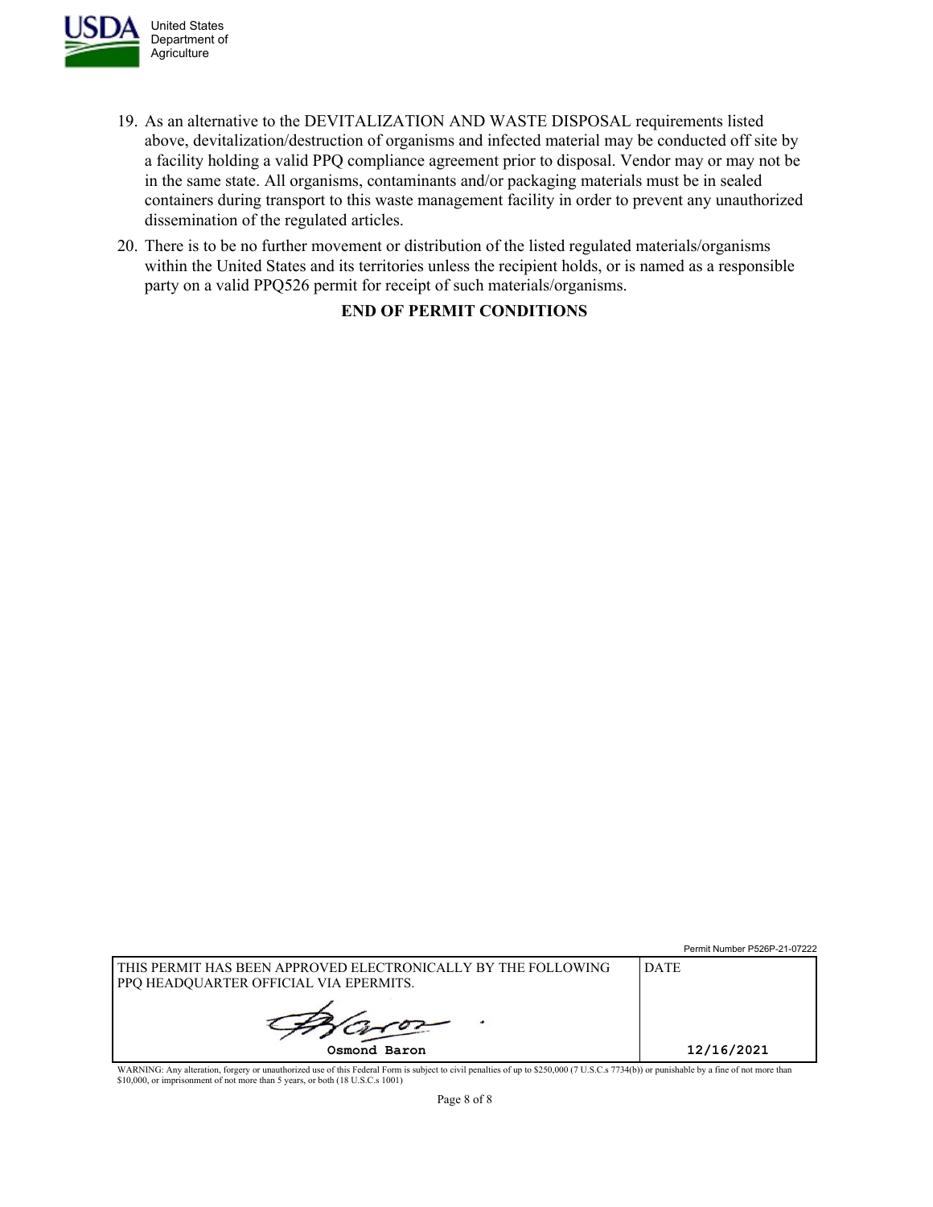19. As an alternative to the DEVITALIZATION AND WASTE DISPOSAL requirements listed above, devitalization/destruction of organisms and infected material may be conducted off site by a facility holding a valid PPQ compliance agreement prior to disposal. Vendor may or may not be in the same state. All organisms, contaminants and/or packaging materials must be in sealed containers during transport to this waste management facility in order to prevent any unauthorized dissemination of the regulated articles.
20. There is to be no further movement or distribution of the listed regulated materials/organisms within the United States and its territories unless the recipient holds, or is named as a responsible party on a valid PPQ526 permit for receipt of such materials/organisms.

**END OF PERMIT CONDITIONS**

Permit Number P526P-21-07222

| THIS PERMIT HAS BEEN APPROVED ELECTRONICALLY BY THE FOLLOWING PPQ HEADQUARTER OFFICIAL VIA EPERMITS. | DATE |
|---|---|
| Osmond Baron | 12/16/2021 |

WARNING: Any alteration, forgery or unauthorized use of this Federal Form is subject to civil penalties of up to $250,000 (7 U.S.C.s 7734(b)) or punishable by a fine of not more than $10,000, or imprisonment of not more than 5 years, or both (18 U.S.C.s 1001)